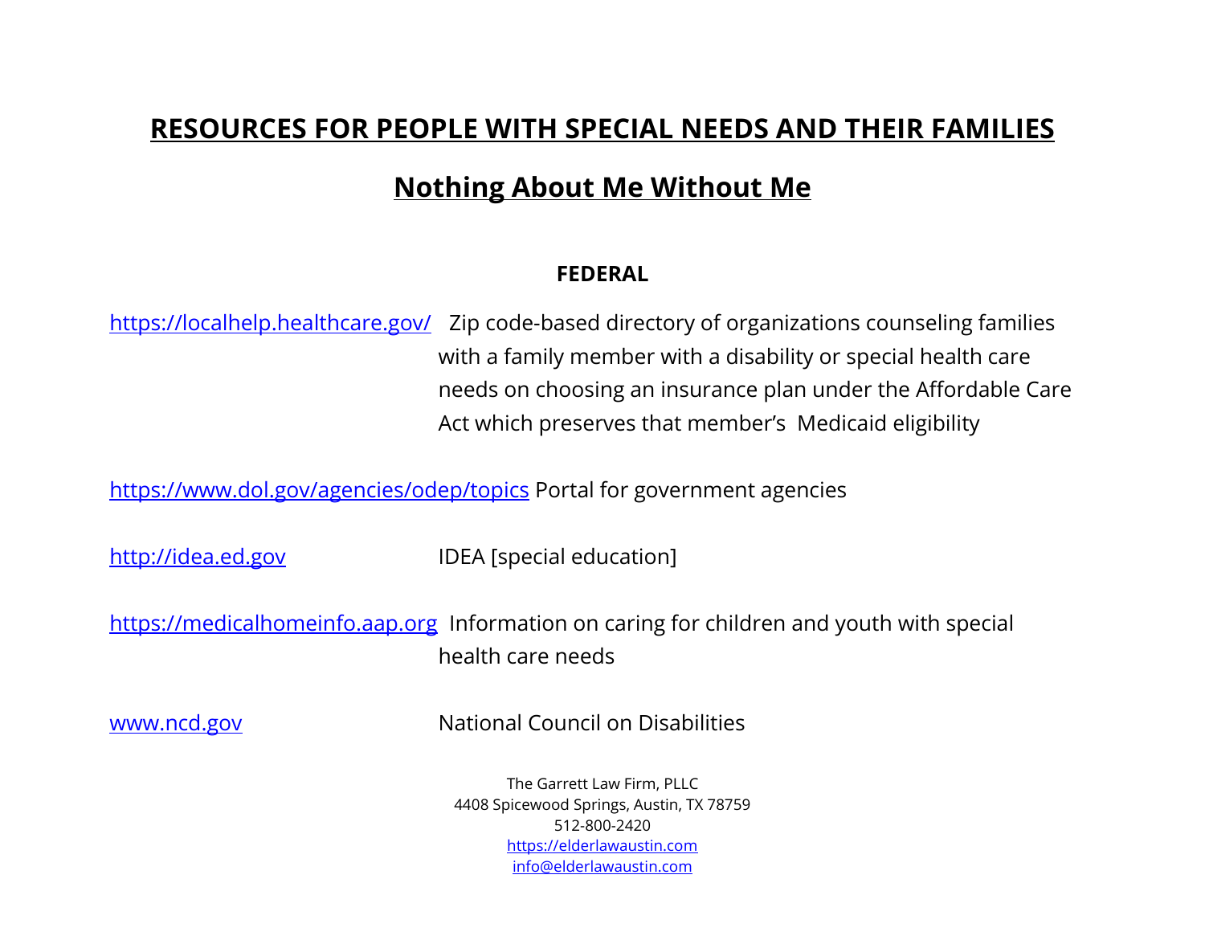# RESOURCES FOR PEOPLE WITH SPECIAL NEEDS AND THEIR FAMILIES

## Nothing About Me Without Me

### FEDERAL

https://localhelp.healthcare.gov/ Zip code-based directory of organizations counseling families with a family member with a disability or special health care needs on choosing an insurance plan under the Affordable Care Act which preserves that member's Medicaid eligibility

https://www.dol.gov/agencies/odep/topics Portal for government agencies

http://idea.ed.gov IDEA [special education]

https://medicalhomeinfo.aap.org Information on caring for children and youth with special health care needs

www.ncd.gov National Council on Disabilities

The Garrett Law Firm, PLLC
4408 Spicewood Springs, Austin, TX 78759
512-800-2420
https://elderlawaustin.com
info@elderlawaustin.com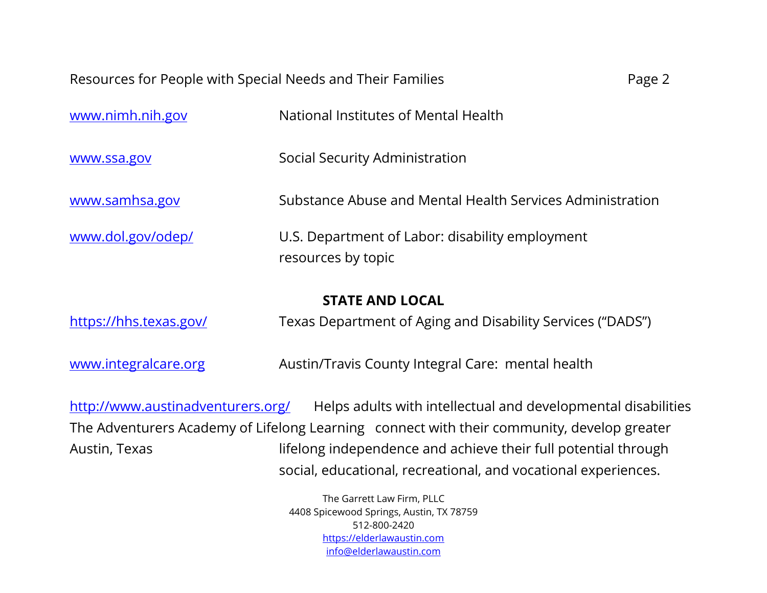www.nimh.nih.gov — National Institutes of Mental Health

www.ssa.gov — Social Security Administration

www.samhsa.gov — Substance Abuse and Mental Health Services Administration

www.dol.gov/odep/ — U.S. Department of Labor: disability employment resources by topic

## STATE AND LOCAL

https://hhs.texas.gov/ — Texas Department of Aging and Disability Services ("DADS")

www.integralcare.org — Austin/Travis County Integral Care: mental health

http://www.austinadventurers.org/
The Adventurers Academy of Lifelong Learning
Austin, Texas
— Helps adults with intellectual and developmental disabilities connect with their community, develop greater lifelong independence and achieve their full potential through social, educational, recreational, and vocational experiences.

The Garrett Law Firm, PLLC
4408 Spicewood Springs, Austin, TX 78759
512-800-2420
https://elderlawaustin.com
info@elderlawaustin.com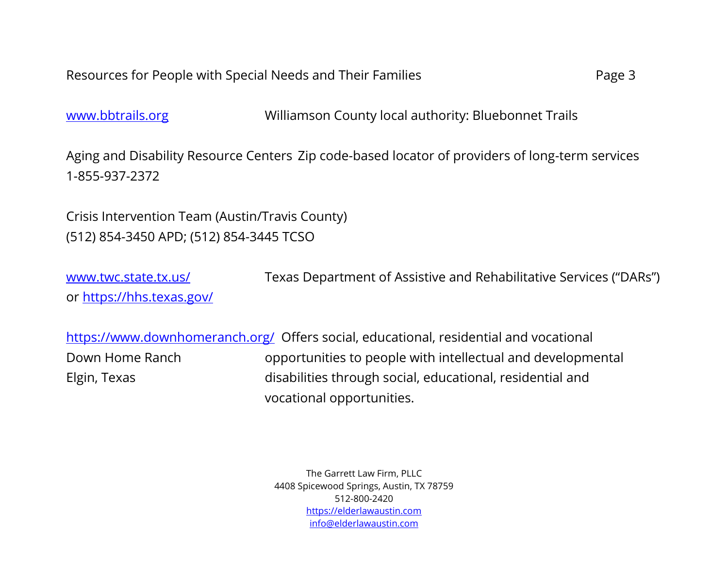www.bbtrails.org — Williamson County local authority: Bluebonnet Trails

Aging and Disability Resource Centers — Zip code-based locator of providers of long-term services
1-855-937-2372

Crisis Intervention Team (Austin/Travis County)
(512) 854-3450 APD; (512) 854-3445 TCSO

www.twc.state.tx.us/ or https://hhs.texas.gov/ — Texas Department of Assistive and Rehabilitative Services ("DARs")

https://www.downhomeranch.org/
Down Home Ranch
Elgin, Texas
Offers social, educational, residential and vocational opportunities to people with intellectual and developmental disabilities through social, educational, residential and vocational opportunities.

The Garrett Law Firm, PLLC
4408 Spicewood Springs, Austin, TX 78759
512-800-2420
https://elderlawaustin.com
info@elderlawaustin.com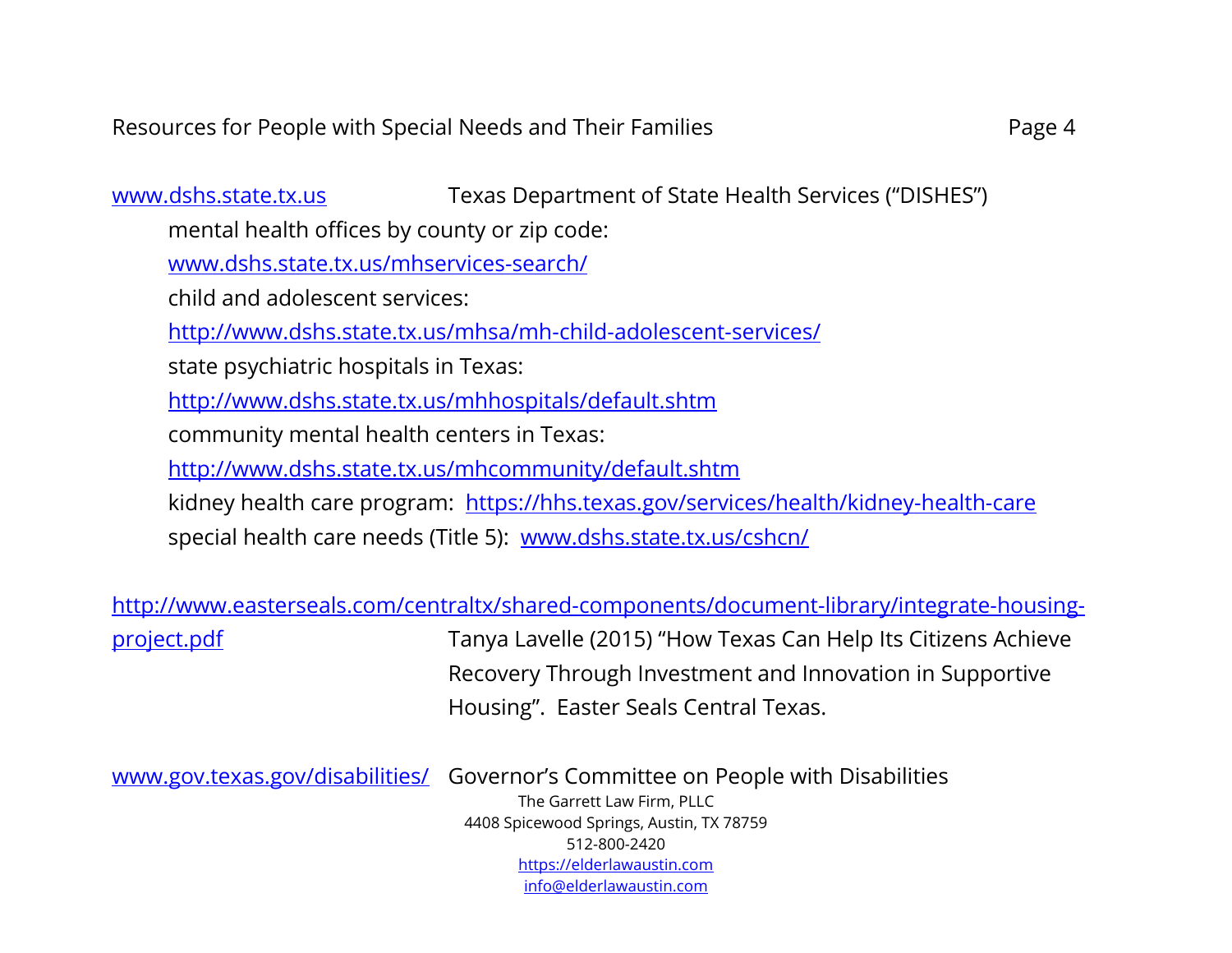www.dshs.state.tx.us Texas Department of State Health Services ("DISHES")

mental health offices by county or zip code:
www.dshs.state.tx.us/mhservices-search/

child and adolescent services:
http://www.dshs.state.tx.us/mhsa/mh-child-adolescent-services/

state psychiatric hospitals in Texas:
http://www.dshs.state.tx.us/mhhospitals/default.shtm

community mental health centers in Texas:
http://www.dshs.state.tx.us/mhcommunity/default.shtm

kidney health care program: https://hhs.texas.gov/services/health/kidney-health-care

special health care needs (Title 5): www.dshs.state.tx.us/cshcn/

http://www.easterseals.com/centraltx/shared-components/document-library/integrate-housing-project.pdf Tanya Lavelle (2015) "How Texas Can Help Its Citizens Achieve Recovery Through Investment and Innovation in Supportive Housing". Easter Seals Central Texas.

www.gov.texas.gov/disabilities/ Governor's Committee on People with Disabilities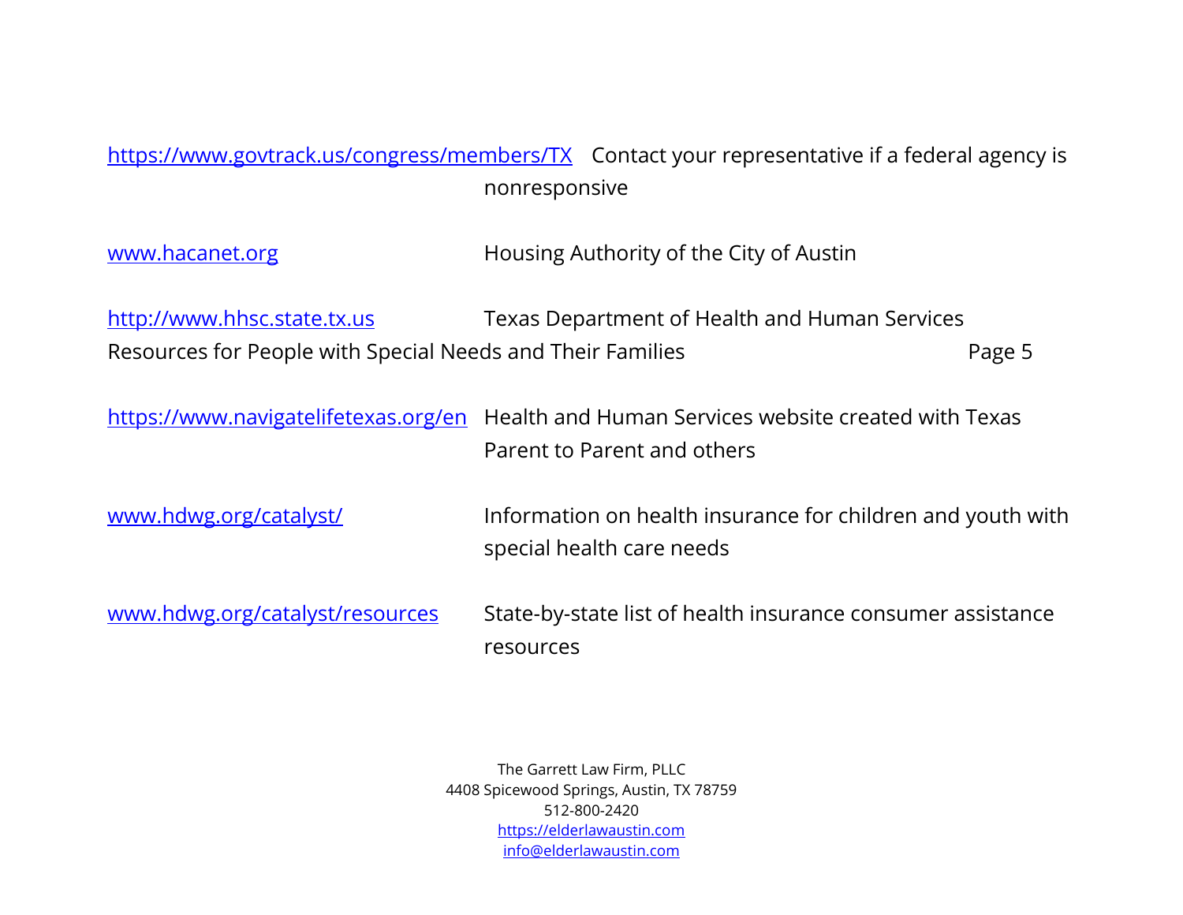| | |
|---|---|
| https://www.govtrack.us/congress/members/TX | Contact your representative if a federal agency is nonresponsive |
| www.hacanet.org | Housing Authority of the City of Austin |
| http://www.hhsc.state.tx.us | Texas Department of Health and Human Services |
| https://www.navigatelifetexas.org/en | Health and Human Services website created with Texas Parent to Parent and others |
| www.hdwg.org/catalyst/ | Information on health insurance for children and youth with special health care needs |
| www.hdwg.org/catalyst/resources | State-by-state list of health insurance consumer assistance resources |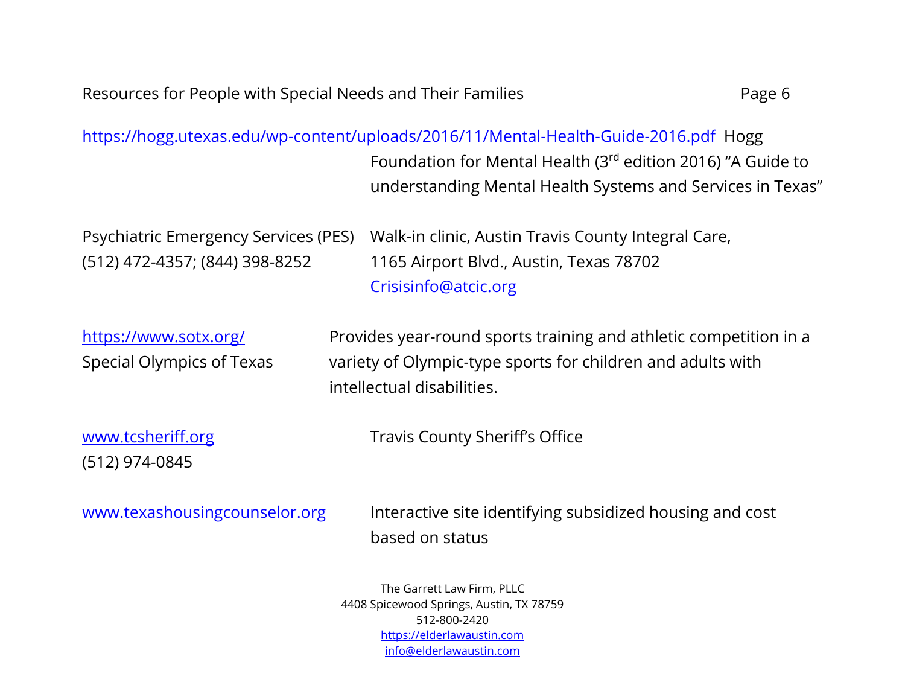https://hogg.utexas.edu/wp-content/uploads/2016/11/Mental-Health-Guide-2016.pdf Hogg Foundation for Mental Health (3rd edition 2016) "A Guide to understanding Mental Health Systems and Services in Texas"

Psychiatric Emergency Services (PES)
(512) 472-4357; (844) 398-8252
Walk-in clinic, Austin Travis County Integral Care, 1165 Airport Blvd., Austin, Texas 78702
Crisisinfo@atcic.org

https://www.sotx.org/
Special Olympics of Texas
Provides year-round sports training and athletic competition in a variety of Olympic-type sports for children and adults with intellectual disabilities.

www.tcsheriff.org
(512) 974-0845
Travis County Sheriff's Office

www.texashousingcounselor.org
Interactive site identifying subsidized housing and cost based on status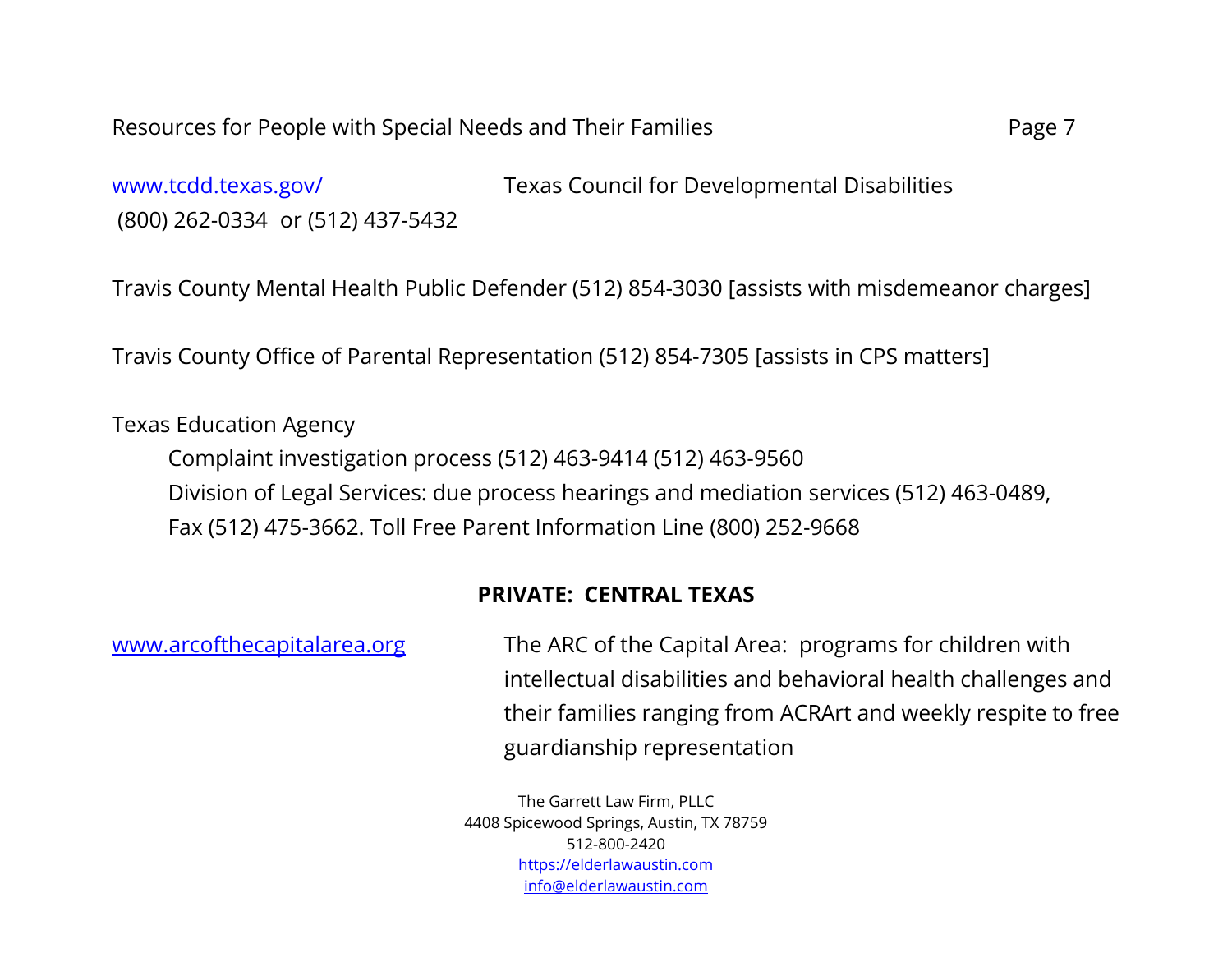www.tcdd.texas.gov/ Texas Council for Developmental Disabilities
(800) 262-0334 or (512) 437-5432

Travis County Mental Health Public Defender (512) 854-3030 [assists with misdemeanor charges]

Travis County Office of Parental Representation (512) 854-7305 [assists in CPS matters]

Texas Education Agency

Complaint investigation process (512) 463-9414 (512) 463-9560
Division of Legal Services: due process hearings and mediation services (512) 463-0489, Fax (512) 475-3662. Toll Free Parent Information Line (800) 252-9668

**PRIVATE: CENTRAL TEXAS**

www.arcofthecapitalarea.org The ARC of the Capital Area: programs for children with intellectual disabilities and behavioral health challenges and their families ranging from ACRArt and weekly respite to free guardianship representation

The Garrett Law Firm, PLLC
4408 Spicewood Springs, Austin, TX 78759
512-800-2420
https://elderlawaustin.com
info@elderlawaustin.com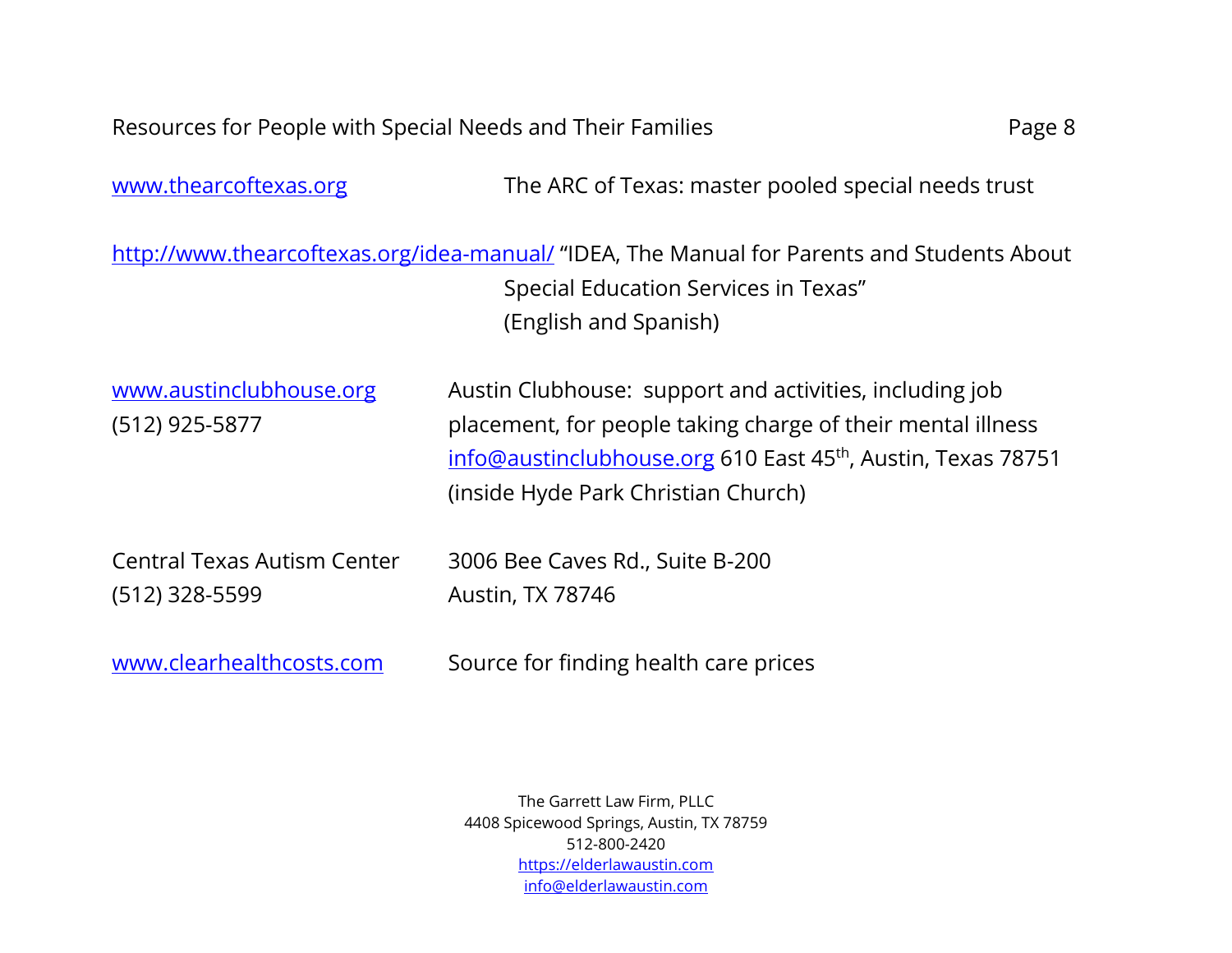www.thearcoftexas.org The ARC of Texas: master pooled special needs trust

http://www.thearcoftexas.org/idea-manual/ "IDEA, The Manual for Parents and Students About Special Education Services in Texas" (English and Spanish)

www.austinclubhouse.org
(512) 925-5877

Austin Clubhouse: support and activities, including job placement, for people taking charge of their mental illness
info@austinclubhouse.org 610 East 45th, Austin, Texas 78751 (inside Hyde Park Christian Church)

Central Texas Autism Center
(512) 328-5599

3006 Bee Caves Rd., Suite B-200
Austin, TX 78746

www.clearhealthcosts.com Source for finding health care prices

The Garrett Law Firm, PLLC
4408 Spicewood Springs, Austin, TX 78759
512-800-2420
https://elderlawaustin.com
info@elderlawaustin.com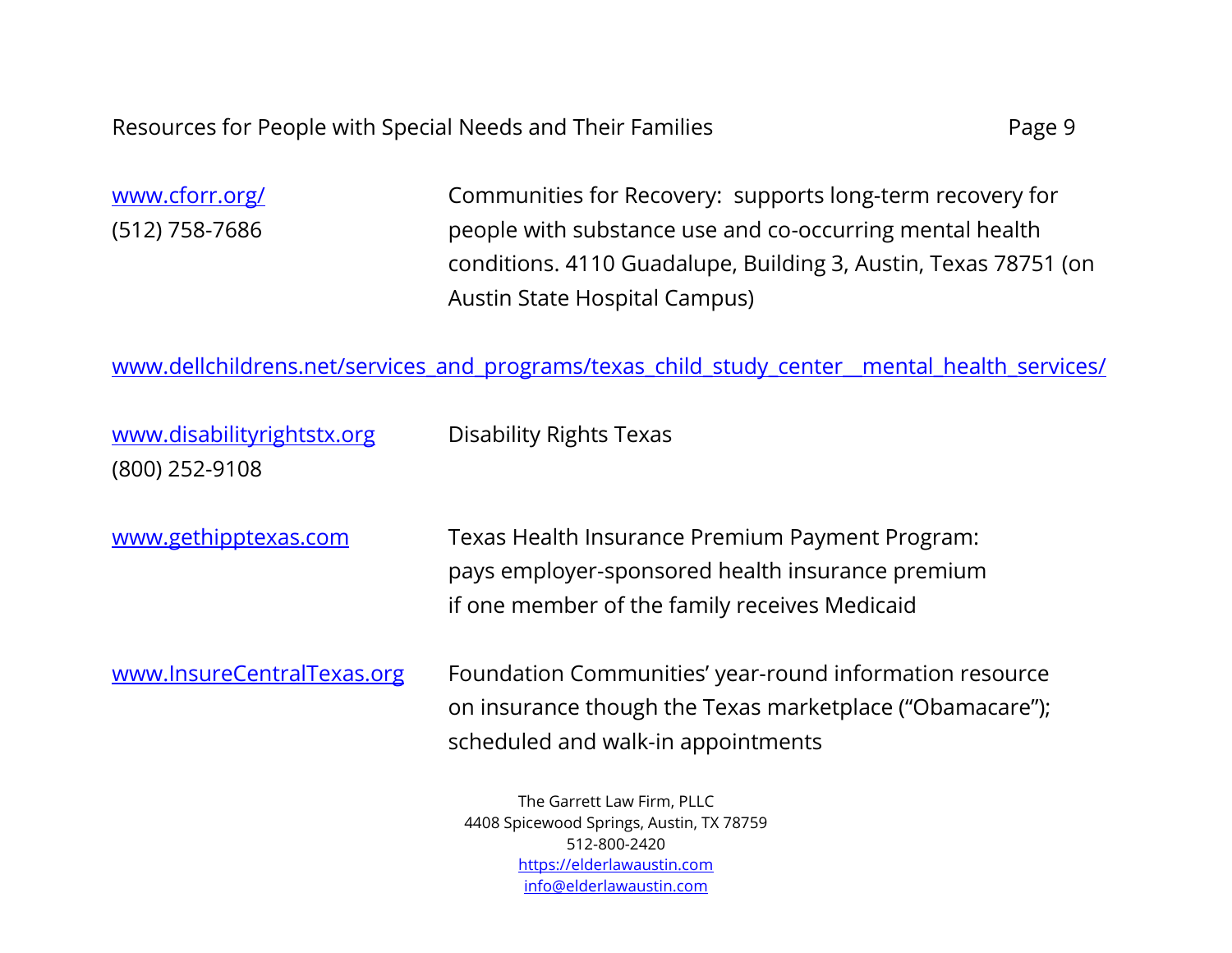www.cforr.org/ (512) 758-7686 — Communities for Recovery: supports long-term recovery for people with substance use and co-occurring mental health conditions. 4110 Guadalupe, Building 3, Austin, Texas 78751 (on Austin State Hospital Campus)

www.dellchildrens.net/services_and_programs/texas_child_study_center__mental_health_services/

www.disabilityrightstx.org (800) 252-9108 — Disability Rights Texas

www.gethipptexas.com — Texas Health Insurance Premium Payment Program: pays employer-sponsored health insurance premium if one member of the family receives Medicaid

www.InsureCentralTexas.org — Foundation Communities' year-round information resource on insurance though the Texas marketplace ("Obamacare"); scheduled and walk-in appointments

The Garrett Law Firm, PLLC
4408 Spicewood Springs, Austin, TX 78759
512-800-2420
https://elderlawaustin.com
info@elderlawaustin.com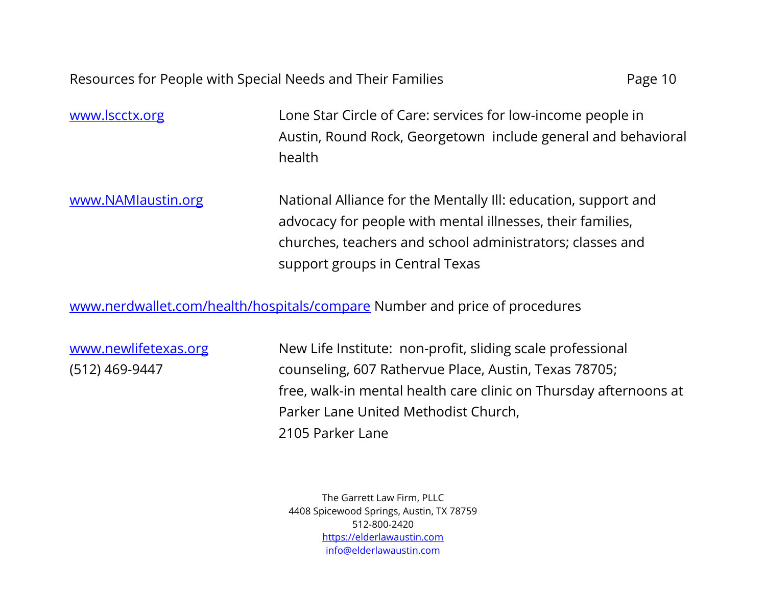www.lscctx.org — Lone Star Circle of Care: services for low-income people in Austin, Round Rock, Georgetown include general and behavioral health

www.NAMIaustin.org — National Alliance for the Mentally Ill: education, support and advocacy for people with mental illnesses, their families, churches, teachers and school administrators; classes and support groups in Central Texas

www.nerdwallet.com/health/hospitals/compare Number and price of procedures

www.newlifetexas.org
(512) 469-9447 — New Life Institute: non-profit, sliding scale professional counseling, 607 Rathervue Place, Austin, Texas 78705; free, walk-in mental health care clinic on Thursday afternoons at Parker Lane United Methodist Church, 2105 Parker Lane

The Garrett Law Firm, PLLC
4408 Spicewood Springs, Austin, TX 78759
512-800-2420
https://elderlawaustin.com
info@elderlawaustin.com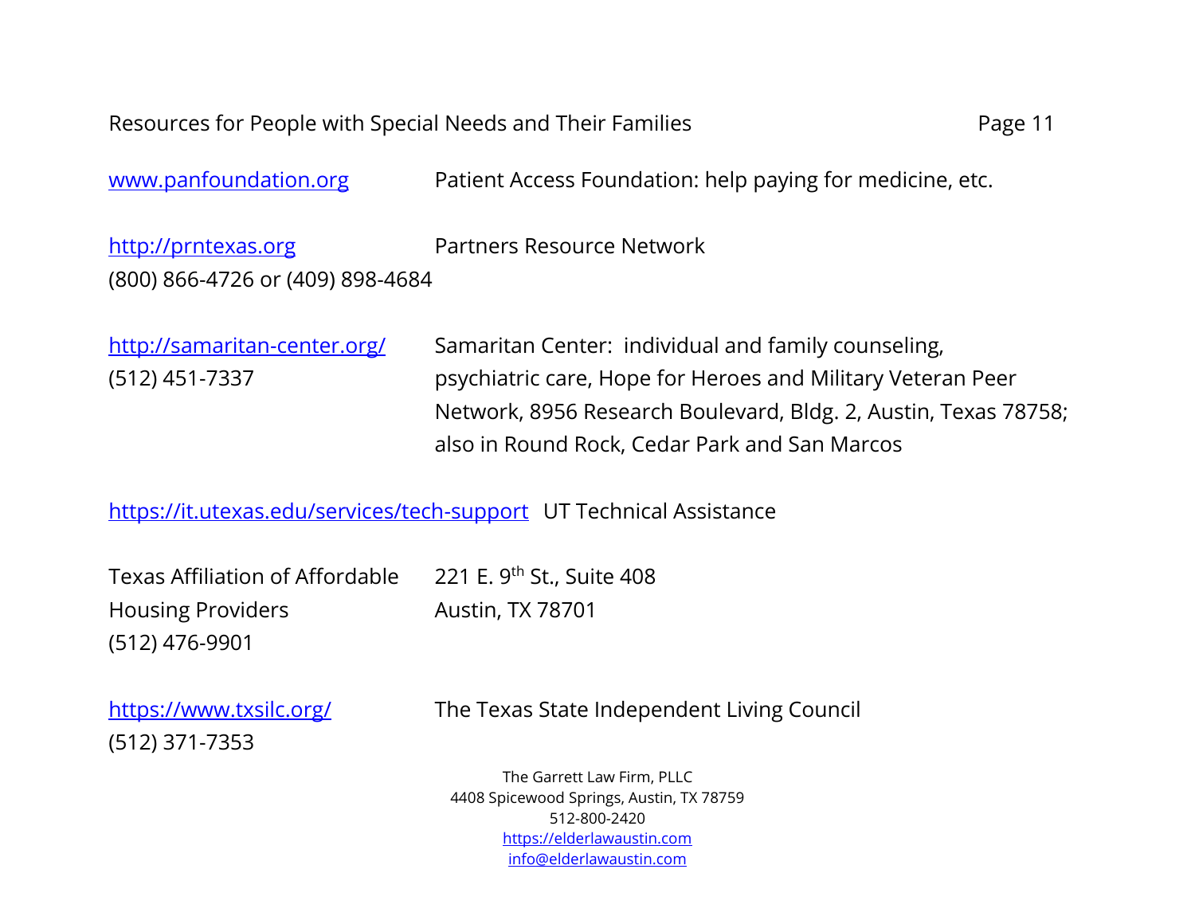www.panfoundation.org Patient Access Foundation: help paying for medicine, etc.

http://prntexas.org Partners Resource Network
(800) 866-4726 or (409) 898-4684

http://samaritan-center.org/ Samaritan Center: individual and family counseling,
(512) 451-7337 psychiatric care, Hope for Heroes and Military Veteran Peer Network, 8956 Research Boulevard, Bldg. 2, Austin, Texas 78758; also in Round Rock, Cedar Park and San Marcos

https://it.utexas.edu/services/tech-support UT Technical Assistance

Texas Affiliation of Affordable Housing Providers
(512) 476-9901
221 E. 9th St., Suite 408
Austin, TX 78701

https://www.txsilc.org/ The Texas State Independent Living Council
(512) 371-7353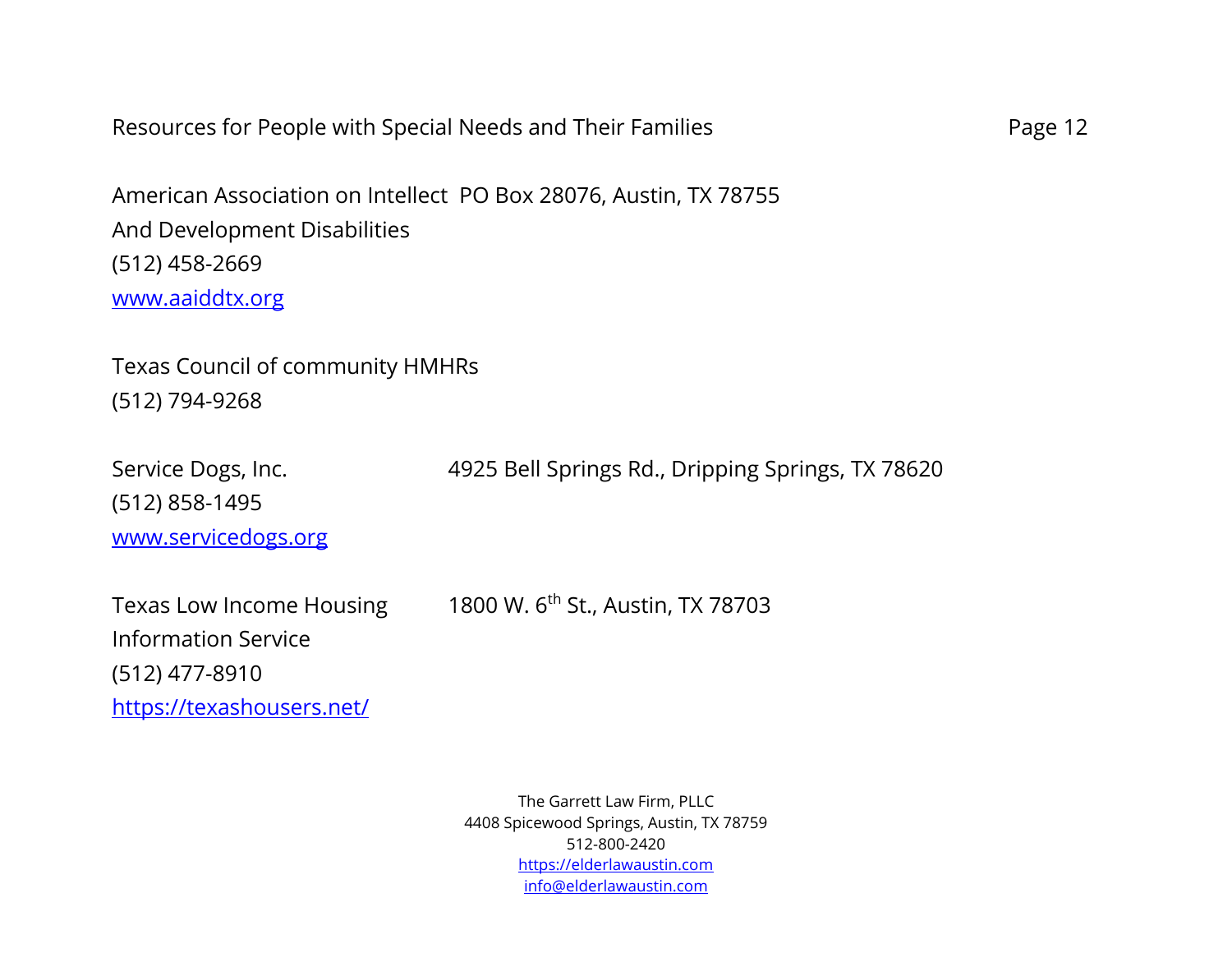American Association on Intellect And Development Disabilities
PO Box 28076, Austin, TX 78755
(512) 458-2669
www.aaiddtx.org

Texas Council of community HMHRs
(512) 794-9268

Service Dogs, Inc.
4925 Bell Springs Rd., Dripping Springs, TX 78620
(512) 858-1495
www.servicedogs.org

Texas Low Income Housing Information Service
1800 W. 6th St., Austin, TX 78703
(512) 477-8910
https://texashousers.net/

The Garrett Law Firm, PLLC
4408 Spicewood Springs, Austin, TX 78759
512-800-2420
https://elderlawaustin.com
info@elderlawaustin.com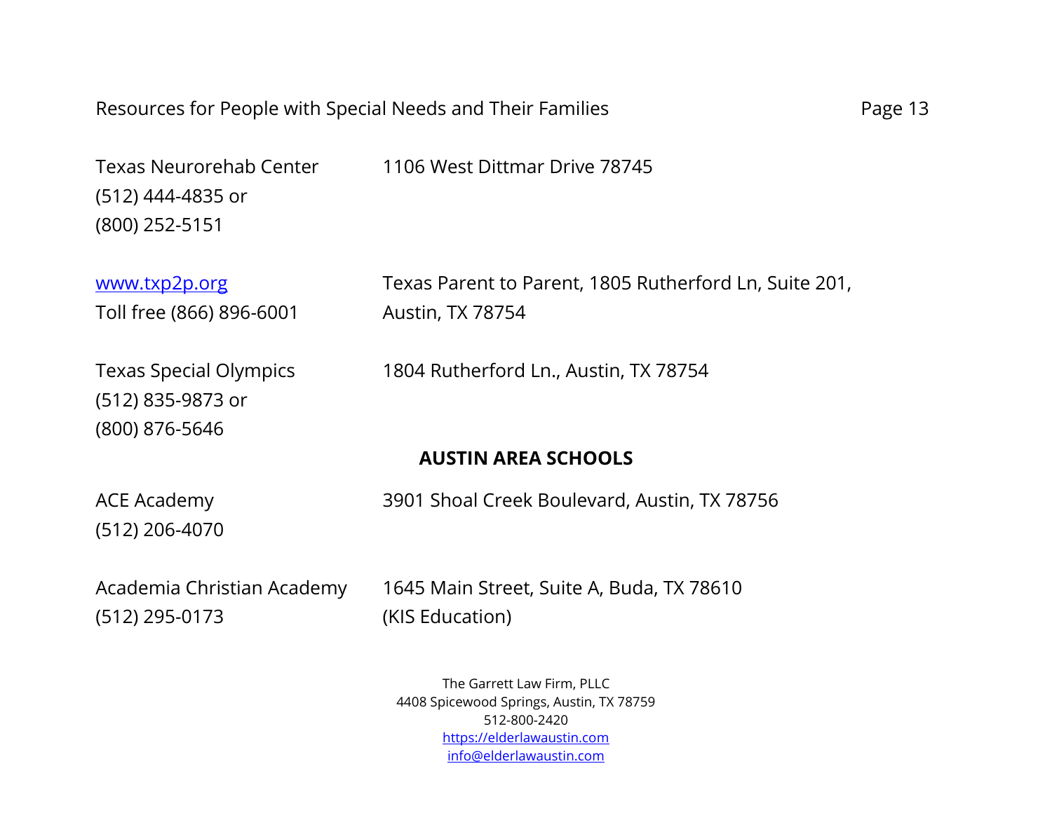Texas Neurorehab Center
(512) 444-4835 or
(800) 252-5151

1106 West Dittmar Drive 78745

www.txp2p.org
Toll free (866) 896-6001

Texas Parent to Parent, 1805 Rutherford Ln, Suite 201, Austin, TX 78754

Texas Special Olympics
(512) 835-9873 or
(800) 876-5646

1804 Rutherford Ln., Austin, TX 78754

**AUSTIN AREA SCHOOLS**

ACE Academy
(512) 206-4070

3901 Shoal Creek Boulevard, Austin, TX 78756

Academia Christian Academy
(512) 295-0173

1645 Main Street, Suite A, Buda, TX 78610
(KIS Education)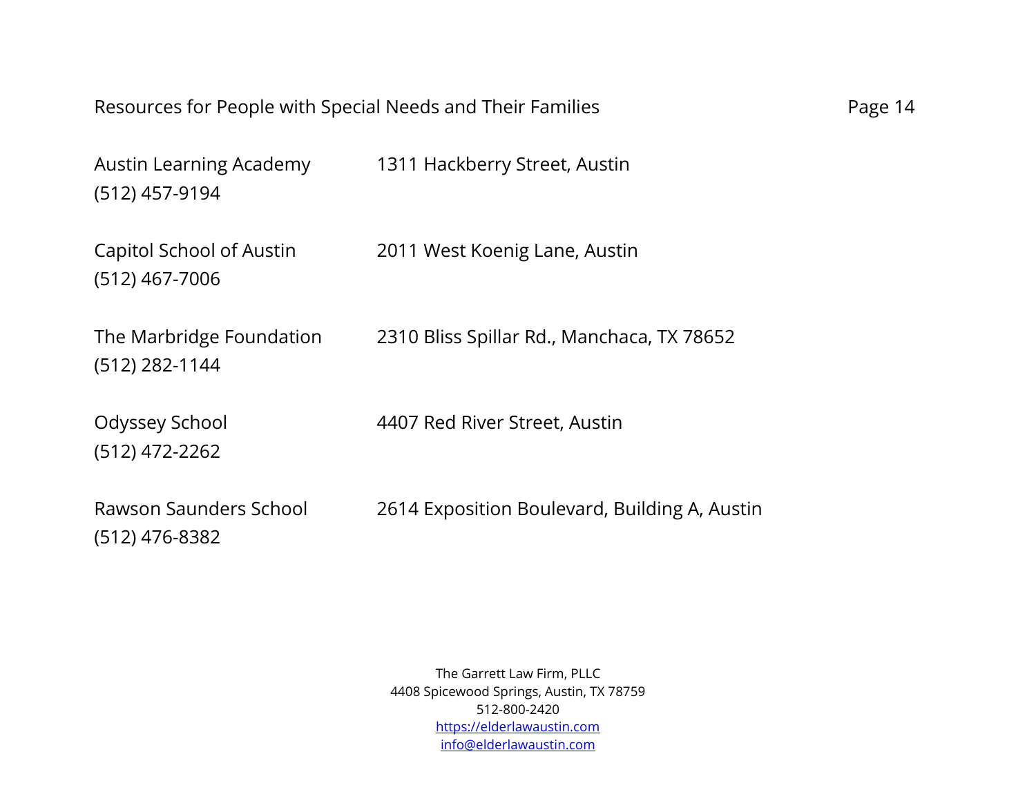Austin Learning Academy 1311 Hackberry Street, Austin
(512) 457-9194

Capitol School of Austin 2011 West Koenig Lane, Austin
(512) 467-7006

The Marbridge Foundation 2310 Bliss Spillar Rd., Manchaca, TX 78652
(512) 282-1144

Odyssey School 4407 Red River Street, Austin
(512) 472-2262

Rawson Saunders School 2614 Exposition Boulevard, Building A, Austin
(512) 476-8382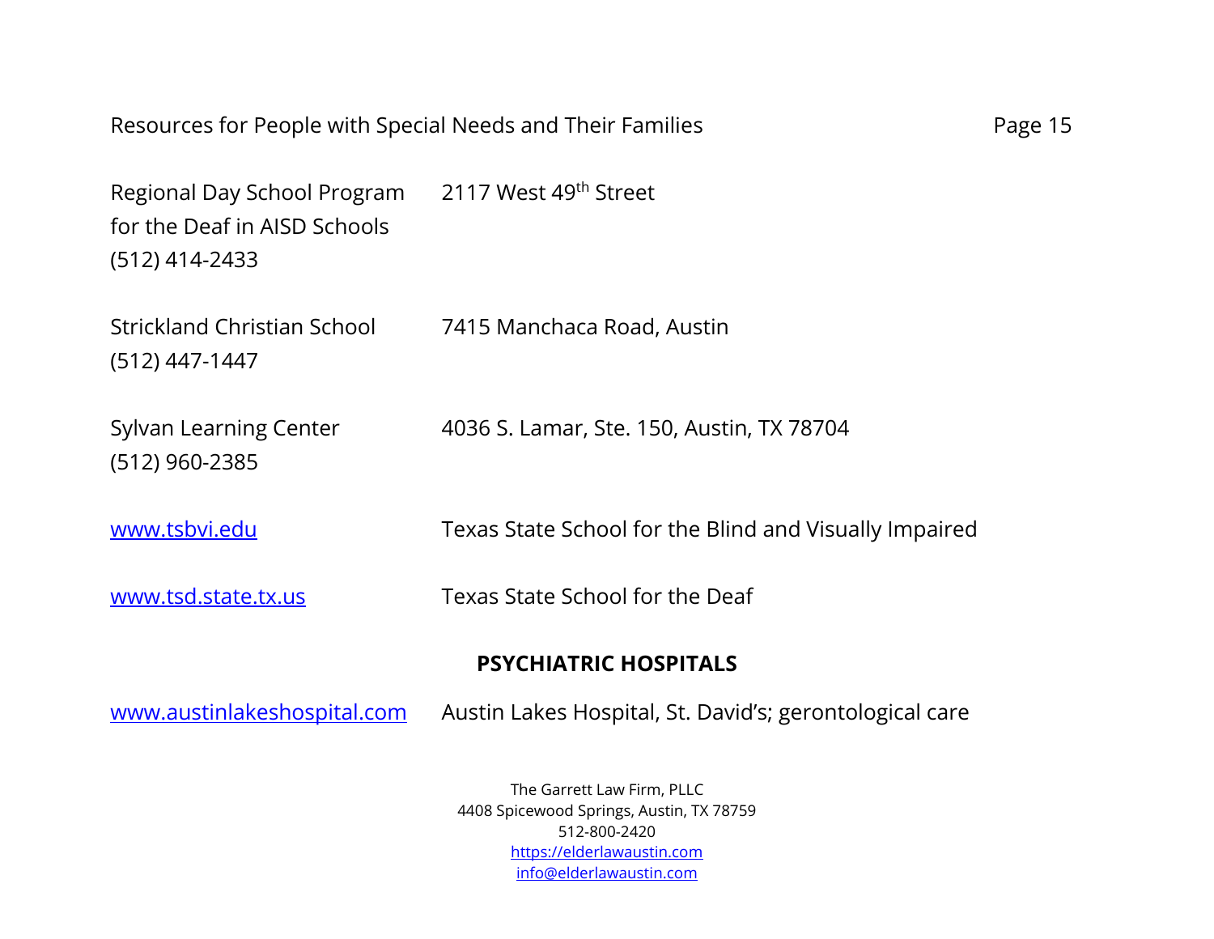Regional Day School Program for the Deaf in AISD Schools
(512) 414-2433
2117 West 49th Street

Strickland Christian School
(512) 447-1447
7415 Manchaca Road, Austin

Sylvan Learning Center
(512) 960-2385
4036 S. Lamar, Ste. 150, Austin, TX 78704

www.tsbvi.edu Texas State School for the Blind and Visually Impaired

www.tsd.state.tx.us Texas State School for the Deaf

## PSYCHIATRIC HOSPITALS

www.austinlakeshospital.com Austin Lakes Hospital, St. David's; gerontological care

The Garrett Law Firm, PLLC
4408 Spicewood Springs, Austin, TX 78759
512-800-2420
https://elderlawaustin.com
info@elderlawaustin.com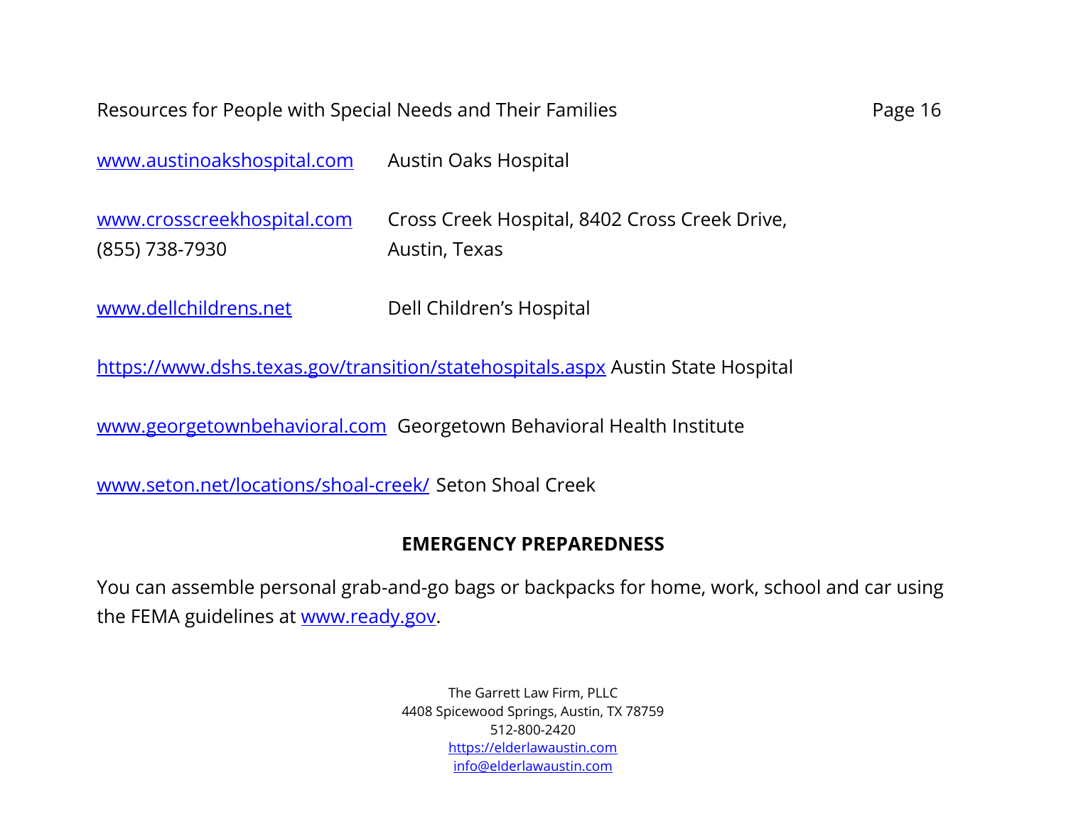www.austinoakshospital.com Austin Oaks Hospital

www.crosscreekhospital.com Cross Creek Hospital, 8402 Cross Creek Drive,
(855) 738-7930 Austin, Texas

www.dellchildrens.net Dell Children's Hospital

https://www.dshs.texas.gov/transition/statehospitals.aspx Austin State Hospital

www.georgetownbehavioral.com Georgetown Behavioral Health Institute

www.seton.net/locations/shoal-creek/ Seton Shoal Creek

## EMERGENCY PREPAREDNESS

You can assemble personal grab-and-go bags or backpacks for home, work, school and car using the FEMA guidelines at www.ready.gov.

The Garrett Law Firm, PLLC
4408 Spicewood Springs, Austin, TX 78759
512-800-2420
https://elderlawaustin.com
info@elderlawaustin.com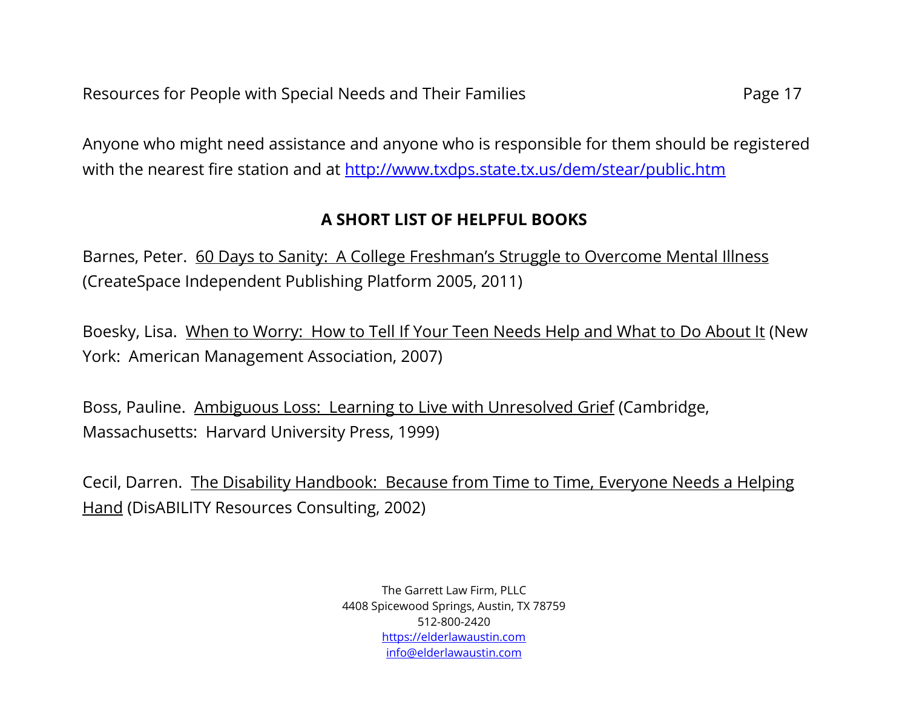Anyone who might need assistance and anyone who is responsible for them should be registered with the nearest fire station and at http://www.txdps.state.tx.us/dem/stear/public.htm

## A SHORT LIST OF HELPFUL BOOKS

Barnes, Peter. 60 Days to Sanity: A College Freshman's Struggle to Overcome Mental Illness (CreateSpace Independent Publishing Platform 2005, 2011)

Boesky, Lisa. When to Worry: How to Tell If Your Teen Needs Help and What to Do About It (New York: American Management Association, 2007)

Boss, Pauline. Ambiguous Loss: Learning to Live with Unresolved Grief (Cambridge, Massachusetts: Harvard University Press, 1999)

Cecil, Darren. The Disability Handbook: Because from Time to Time, Everyone Needs a Helping Hand (DisABILITY Resources Consulting, 2002)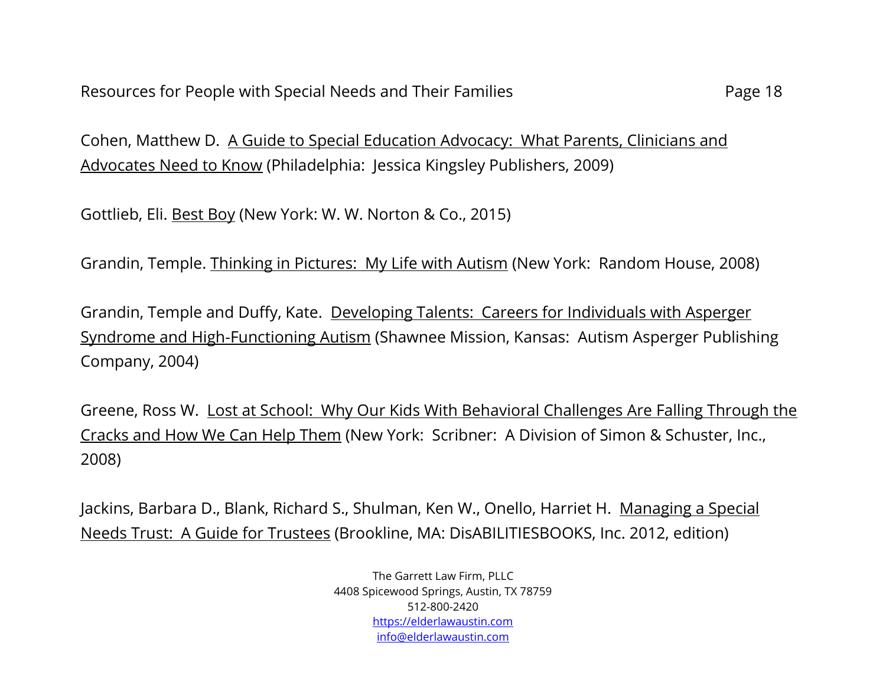Cohen, Matthew D. A Guide to Special Education Advocacy: What Parents, Clinicians and Advocates Need to Know (Philadelphia: Jessica Kingsley Publishers, 2009)

Gottlieb, Eli. Best Boy (New York: W. W. Norton & Co., 2015)

Grandin, Temple. Thinking in Pictures: My Life with Autism (New York: Random House, 2008)

Grandin, Temple and Duffy, Kate. Developing Talents: Careers for Individuals with Asperger Syndrome and High-Functioning Autism (Shawnee Mission, Kansas: Autism Asperger Publishing Company, 2004)

Greene, Ross W. Lost at School: Why Our Kids With Behavioral Challenges Are Falling Through the Cracks and How We Can Help Them (New York: Scribner: A Division of Simon & Schuster, Inc., 2008)

Jackins, Barbara D., Blank, Richard S., Shulman, Ken W., Onello, Harriet H. Managing a Special Needs Trust: A Guide for Trustees (Brookline, MA: DisABILITIESBOOKS, Inc. 2012, edition)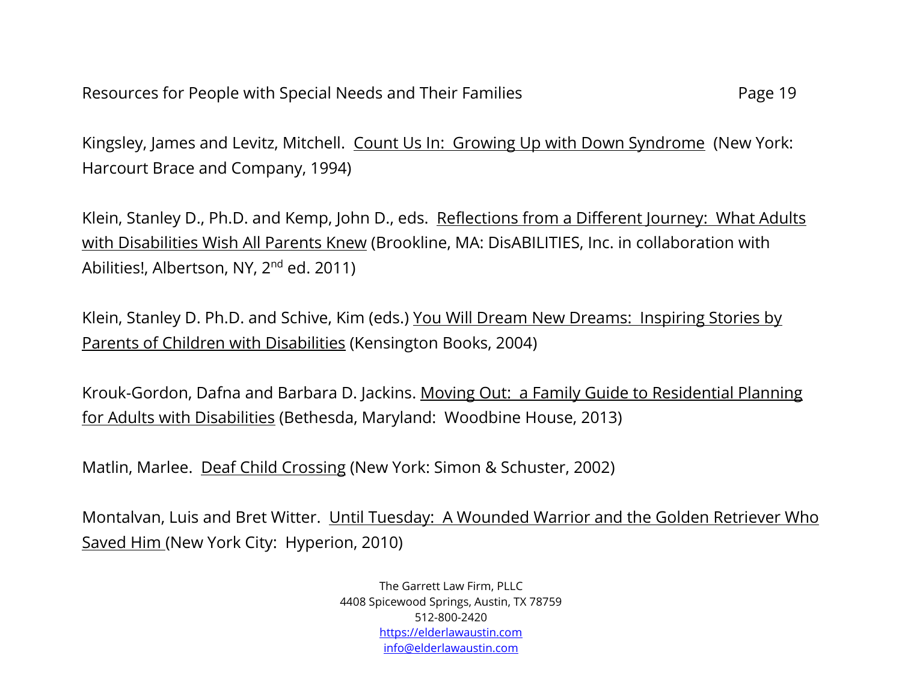Kingsley, James and Levitz, Mitchell. Count Us In: Growing Up with Down Syndrome (New York: Harcourt Brace and Company, 1994)

Klein, Stanley D., Ph.D. and Kemp, John D., eds. Reflections from a Different Journey: What Adults with Disabilities Wish All Parents Knew (Brookline, MA: DisABILITIES, Inc. in collaboration with Abilities!, Albertson, NY, 2nd ed. 2011)

Klein, Stanley D. Ph.D. and Schive, Kim (eds.) You Will Dream New Dreams: Inspiring Stories by Parents of Children with Disabilities (Kensington Books, 2004)

Krouk-Gordon, Dafna and Barbara D. Jackins. Moving Out: a Family Guide to Residential Planning for Adults with Disabilities (Bethesda, Maryland: Woodbine House, 2013)

Matlin, Marlee. Deaf Child Crossing (New York: Simon & Schuster, 2002)

Montalvan, Luis and Bret Witter. Until Tuesday: A Wounded Warrior and the Golden Retriever Who Saved Him (New York City: Hyperion, 2010)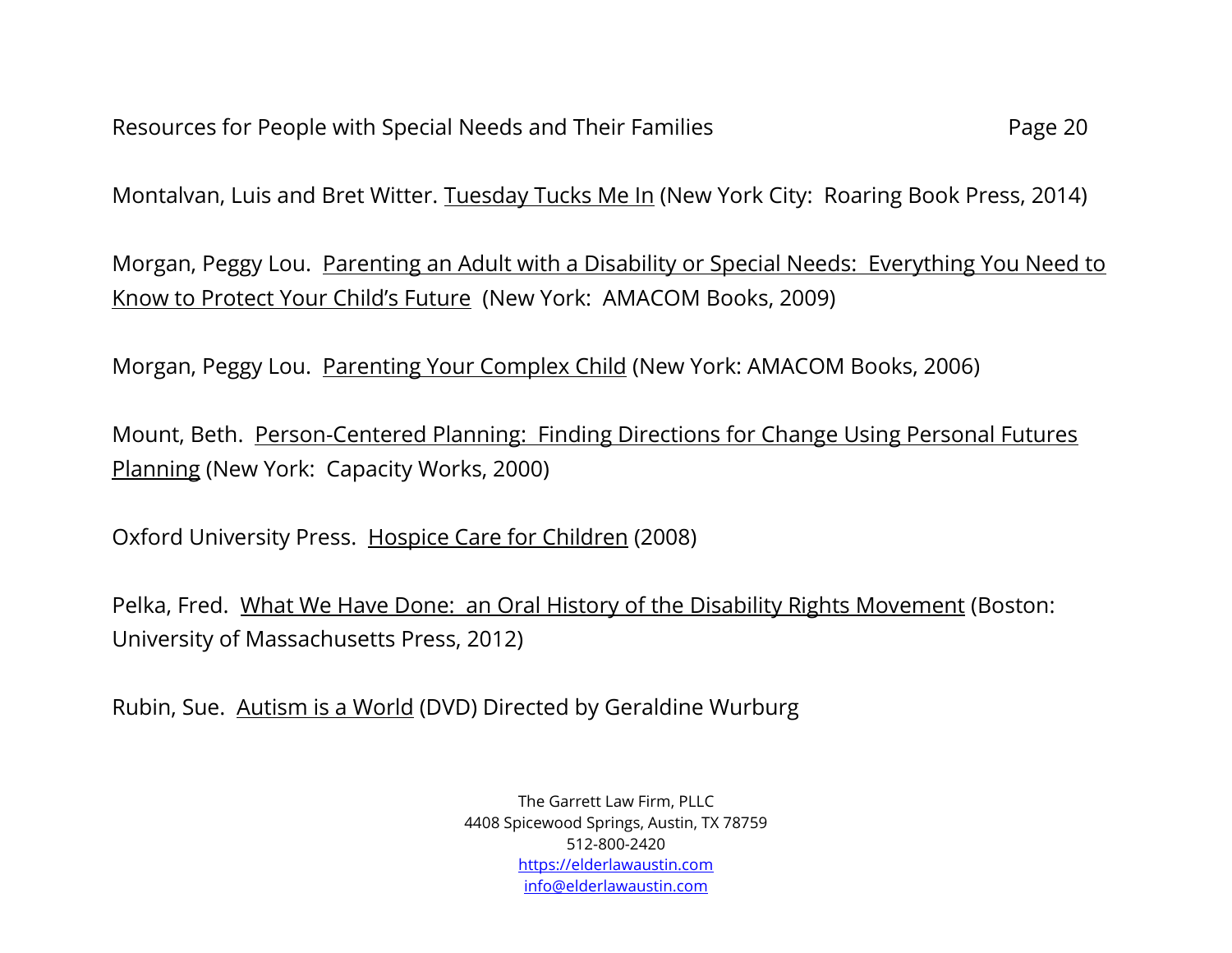Montalvan, Luis and Bret Witter. <u>Tuesday Tucks Me In</u> (New York City:  Roaring Book Press, 2014)

Morgan, Peggy Lou.  <u>Parenting an Adult with a Disability or Special Needs:  Everything You Need to Know to Protect Your Child's Future</u>  (New York:  AMACOM Books, 2009)

Morgan, Peggy Lou.  <u>Parenting Your Complex Child</u> (New York: AMACOM Books, 2006)

Mount, Beth.  <u>Person-Centered Planning:  Finding Directions for Change Using Personal Futures Planning</u> (New York:  Capacity Works, 2000)

Oxford University Press.  <u>Hospice Care for Children</u> (2008)

Pelka, Fred.  <u>What We Have Done:  an Oral History of the Disability Rights Movement</u> (Boston: University of Massachusetts Press, 2012)

Rubin, Sue.  <u>Autism is a World</u> (DVD) Directed by Geraldine Wurburg

The Garrett Law Firm, PLLC
4408 Spicewood Springs, Austin, TX 78759
512-800-2420
https://elderlawaustin.com
info@elderlawaustin.com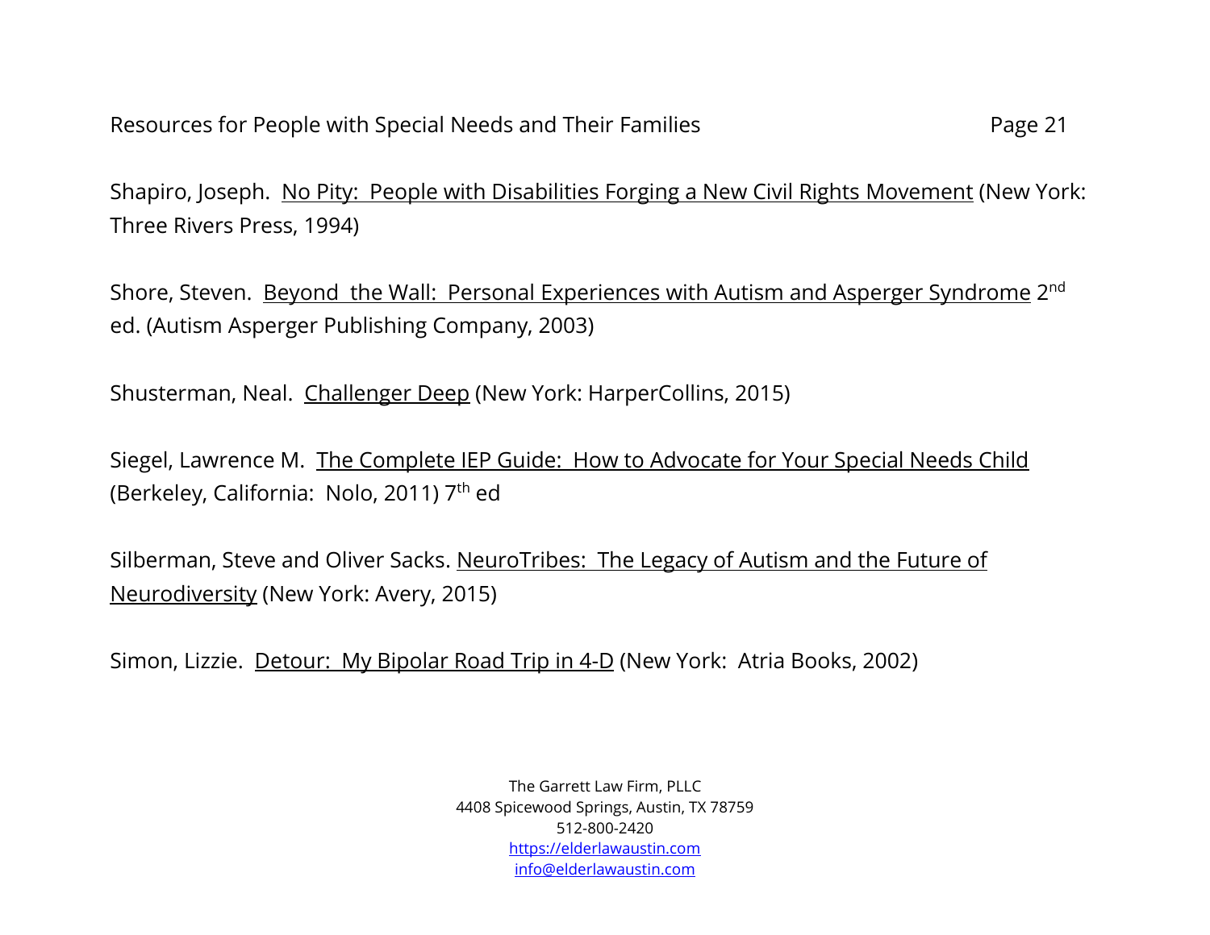Shapiro, Joseph.  No Pity:  People with Disabilities Forging a New Civil Rights Movement (New York: Three Rivers Press, 1994)

Shore, Steven.  Beyond  the Wall:  Personal Experiences with Autism and Asperger Syndrome 2nd ed. (Autism Asperger Publishing Company, 2003)

Shusterman, Neal.  Challenger Deep (New York: HarperCollins, 2015)

Siegel, Lawrence M.  The Complete IEP Guide:  How to Advocate for Your Special Needs Child (Berkeley, California:  Nolo, 2011) 7th ed

Silberman, Steve and Oliver Sacks. NeuroTribes:  The Legacy of Autism and the Future of Neurodiversity (New York: Avery, 2015)

Simon, Lizzie.  Detour:  My Bipolar Road Trip in 4-D (New York:  Atria Books, 2002)

The Garrett Law Firm, PLLC
4408 Spicewood Springs, Austin, TX 78759
512-800-2420
https://elderlawaustin.com
info@elderlawaustin.com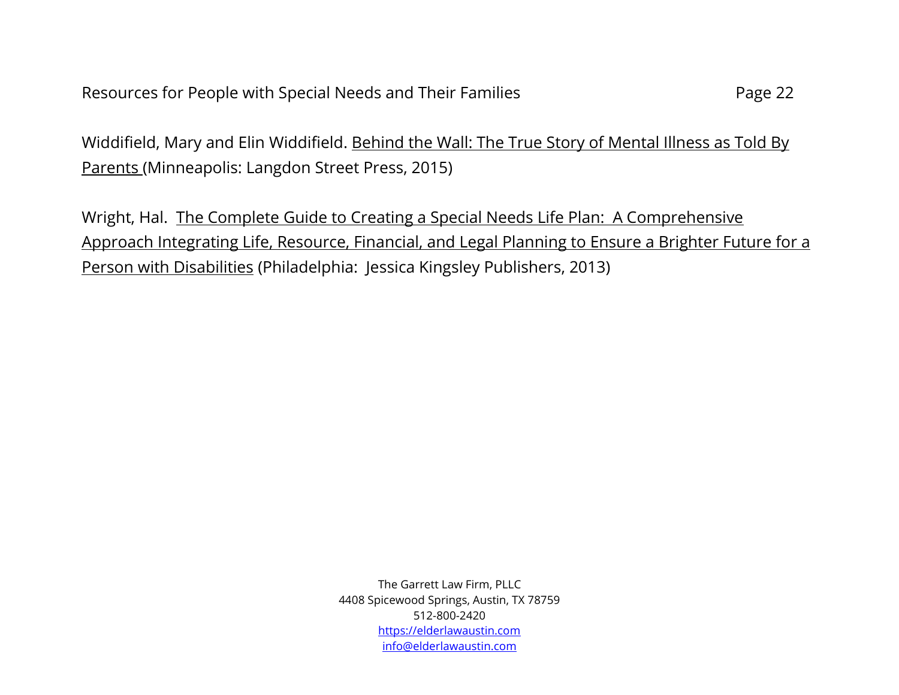Widdifield, Mary and Elin Widdifield. Behind the Wall: The True Story of Mental Illness as Told By Parents (Minneapolis: Langdon Street Press, 2015)

Wright, Hal. The Complete Guide to Creating a Special Needs Life Plan: A Comprehensive Approach Integrating Life, Resource, Financial, and Legal Planning to Ensure a Brighter Future for a Person with Disabilities (Philadelphia: Jessica Kingsley Publishers, 2013)